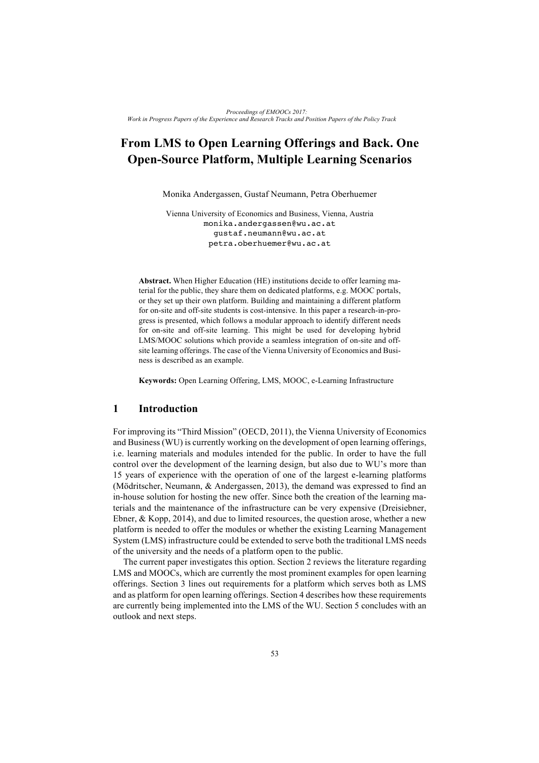# From LMS to Open Learning Offerings and Back. One Open-Source Platform, Multiple Learning Scenarios

Monika Andergassen, Gustaf Neumann, Petra Oberhuemer

Vienna University of Economics and Business, Vienna, Austria
monika.andergassen@wu.ac.at
gustaf.neumann@wu.ac.at
petra.oberhuemer@wu.ac.at

**Abstract.** When Higher Education (HE) institutions decide to offer learning material for the public, they share them on dedicated platforms, e.g. MOOC portals, or they set up their own platform. Building and maintaining a different platform for on-site and off-site students is cost-intensive. In this paper a research-in-progress is presented, which follows a modular approach to identify different needs for on-site and off-site learning. This might be used for developing hybrid LMS/MOOC solutions which provide a seamless integration of on-site and off-site learning offerings. The case of the Vienna University of Economics and Business is described as an example.

**Keywords:** Open Learning Offering, LMS, MOOC, e-Learning Infrastructure

## 1 Introduction

For improving its "Third Mission" (OECD, 2011), the Vienna University of Economics and Business (WU) is currently working on the development of open learning offerings, i.e. learning materials and modules intended for the public. In order to have the full control over the development of the learning design, but also due to WU's more than 15 years of experience with the operation of one of the largest e-learning platforms (Mödritscher, Neumann, & Andergassen, 2013), the demand was expressed to find an in-house solution for hosting the new offer. Since both the creation of the learning materials and the maintenance of the infrastructure can be very expensive (Dreisiebner, Ebner, & Kopp, 2014), and due to limited resources, the question arose, whether a new platform is needed to offer the modules or whether the existing Learning Management System (LMS) infrastructure could be extended to serve both the traditional LMS needs of the university and the needs of a platform open to the public.

The current paper investigates this option. Section 2 reviews the literature regarding LMS and MOOCs, which are currently the most prominent examples for open learning offerings. Section 3 lines out requirements for a platform which serves both as LMS and as platform for open learning offerings. Section 4 describes how these requirements are currently being implemented into the LMS of the WU. Section 5 concludes with an outlook and next steps.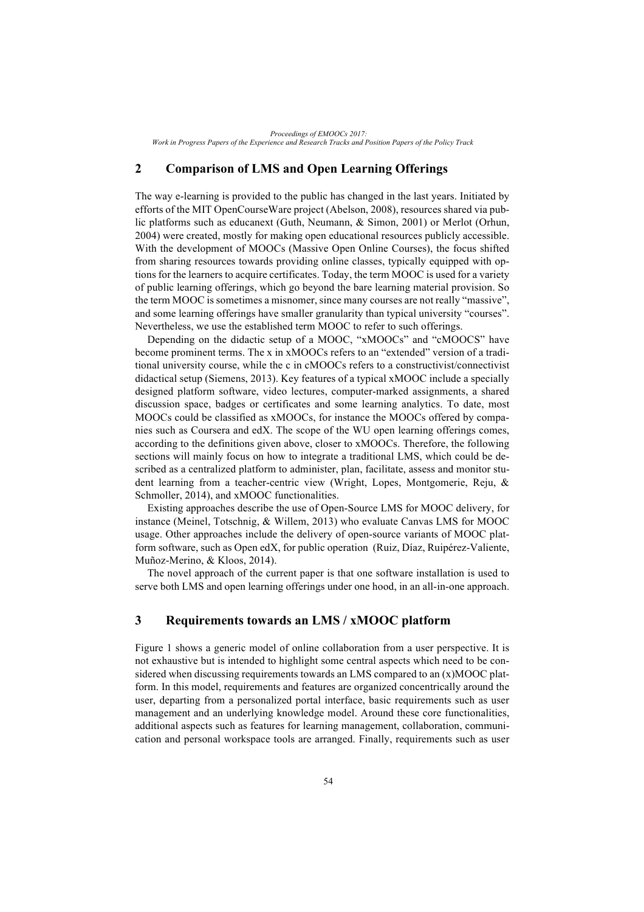## 2 Comparison of LMS and Open Learning Offerings

The way e-learning is provided to the public has changed in the last years. Initiated by efforts of the MIT OpenCourseWare project (Abelson, 2008), resources shared via public platforms such as educanext (Guth, Neumann, & Simon, 2001) or Merlot (Orhun, 2004) were created, mostly for making open educational resources publicly accessible. With the development of MOOCs (Massive Open Online Courses), the focus shifted from sharing resources towards providing online classes, typically equipped with options for the learners to acquire certificates. Today, the term MOOC is used for a variety of public learning offerings, which go beyond the bare learning material provision. So the term MOOC is sometimes a misnomer, since many courses are not really "massive", and some learning offerings have smaller granularity than typical university "courses". Nevertheless, we use the established term MOOC to refer to such offerings.

Depending on the didactic setup of a MOOC, "xMOOCs" and "cMOOCS" have become prominent terms. The x in xMOOCs refers to an "extended" version of a traditional university course, while the c in cMOOCs refers to a constructivist/connectivist didactical setup (Siemens, 2013). Key features of a typical xMOOC include a specially designed platform software, video lectures, computer-marked assignments, a shared discussion space, badges or certificates and some learning analytics. To date, most MOOCs could be classified as xMOOCs, for instance the MOOCs offered by companies such as Coursera and edX. The scope of the WU open learning offerings comes, according to the definitions given above, closer to xMOOCs. Therefore, the following sections will mainly focus on how to integrate a traditional LMS, which could be described as a centralized platform to administer, plan, facilitate, assess and monitor student learning from a teacher-centric view (Wright, Lopes, Montgomerie, Reju, & Schmoller, 2014), and xMOOC functionalities.

Existing approaches describe the use of Open-Source LMS for MOOC delivery, for instance (Meinel, Totschnig, & Willem, 2013) who evaluate Canvas LMS for MOOC usage. Other approaches include the delivery of open-source variants of MOOC platform software, such as Open edX, for public operation (Ruiz, Díaz, Ruipérez-Valiente, Muñoz-Merino, & Kloos, 2014).

The novel approach of the current paper is that one software installation is used to serve both LMS and open learning offerings under one hood, in an all-in-one approach.

## 3 Requirements towards an LMS / xMOOC platform

Figure 1 shows a generic model of online collaboration from a user perspective. It is not exhaustive but is intended to highlight some central aspects which need to be considered when discussing requirements towards an LMS compared to an (x)MOOC platform. In this model, requirements and features are organized concentrically around the user, departing from a personalized portal interface, basic requirements such as user management and an underlying knowledge model. Around these core functionalities, additional aspects such as features for learning management, collaboration, communication and personal workspace tools are arranged. Finally, requirements such as user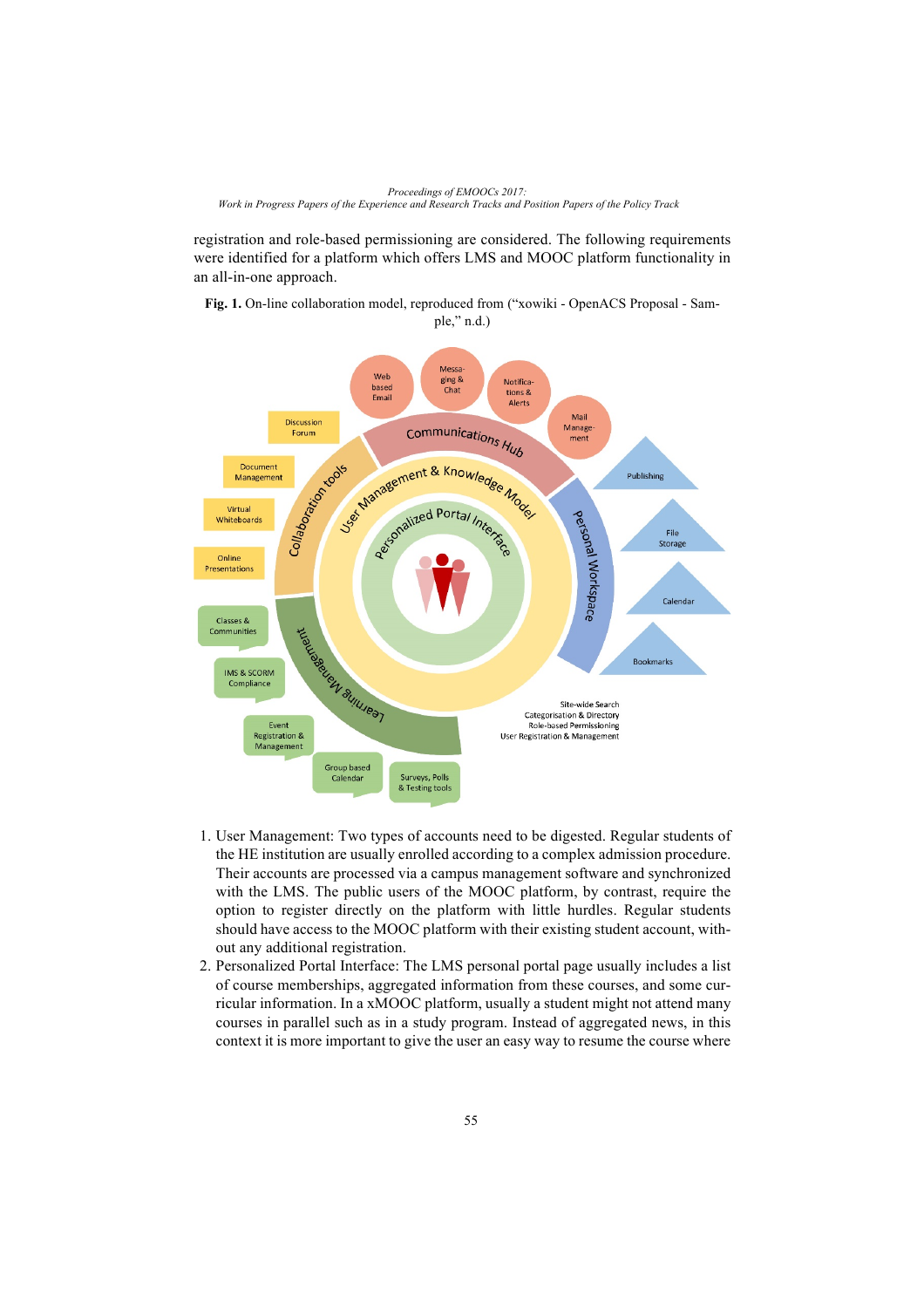registration and role-based permissioning are considered. The following requirements were identified for a platform which offers LMS and MOOC platform functionality in an all-in-one approach.

**Fig. 1.** On-line collaboration model, reproduced from ("xowiki - OpenACS Proposal - Sample," n.d.)

1. User Management: Two types of accounts need to be digested. Regular students of the HE institution are usually enrolled according to a complex admission procedure. Their accounts are processed via a campus management software and synchronized with the LMS. The public users of the MOOC platform, by contrast, require the option to register directly on the platform with little hurdles. Regular students should have access to the MOOC platform with their existing student account, without any additional registration.
2. Personalized Portal Interface: The LMS personal portal page usually includes a list of course memberships, aggregated information from these courses, and some curricular information. In a xMOOC platform, usually a student might not attend many courses in parallel such as in a study program. Instead of aggregated news, in this context it is more important to give the user an easy way to resume the course where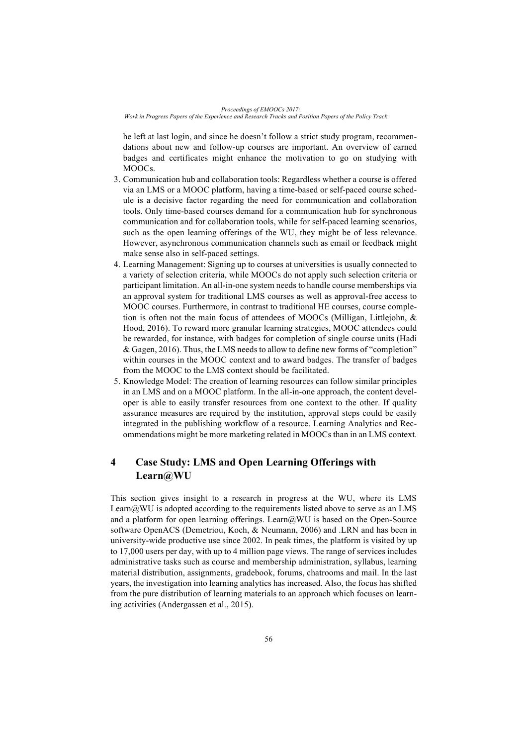he left at last login, and since he doesn't follow a strict study program, recommendations about new and follow-up courses are important. An overview of earned badges and certificates might enhance the motivation to go on studying with MOOCs.

3. Communication hub and collaboration tools: Regardless whether a course is offered via an LMS or a MOOC platform, having a time-based or self-paced course schedule is a decisive factor regarding the need for communication and collaboration tools. Only time-based courses demand for a communication hub for synchronous communication and for collaboration tools, while for self-paced learning scenarios, such as the open learning offerings of the WU, they might be of less relevance. However, asynchronous communication channels such as email or feedback might make sense also in self-paced settings.
4. Learning Management: Signing up to courses at universities is usually connected to a variety of selection criteria, while MOOCs do not apply such selection criteria or participant limitation. An all-in-one system needs to handle course memberships via an approval system for traditional LMS courses as well as approval-free access to MOOC courses. Furthermore, in contrast to traditional HE courses, course completion is often not the main focus of attendees of MOOCs (Milligan, Littlejohn, & Hood, 2016). To reward more granular learning strategies, MOOC attendees could be rewarded, for instance, with badges for completion of single course units (Hadi & Gagen, 2016). Thus, the LMS needs to allow to define new forms of "completion" within courses in the MOOC context and to award badges. The transfer of badges from the MOOC to the LMS context should be facilitated.
5. Knowledge Model: The creation of learning resources can follow similar principles in an LMS and on a MOOC platform. In the all-in-one approach, the content developer is able to easily transfer resources from one context to the other. If quality assurance measures are required by the institution, approval steps could be easily integrated in the publishing workflow of a resource. Learning Analytics and Recommendations might be more marketing related in MOOCs than in an LMS context.

# 4 Case Study: LMS and Open Learning Offerings with Learn@WU

This section gives insight to a research in progress at the WU, where its LMS Learn@WU is adopted according to the requirements listed above to serve as an LMS and a platform for open learning offerings. Learn@WU is based on the Open-Source software OpenACS (Demetriou, Koch, & Neumann, 2006) and .LRN and has been in university-wide productive use since 2002. In peak times, the platform is visited by up to 17,000 users per day, with up to 4 million page views. The range of services includes administrative tasks such as course and membership administration, syllabus, learning material distribution, assignments, gradebook, forums, chatrooms and mail. In the last years, the investigation into learning analytics has increased. Also, the focus has shifted from the pure distribution of learning materials to an approach which focuses on learning activities (Andergassen et al., 2015).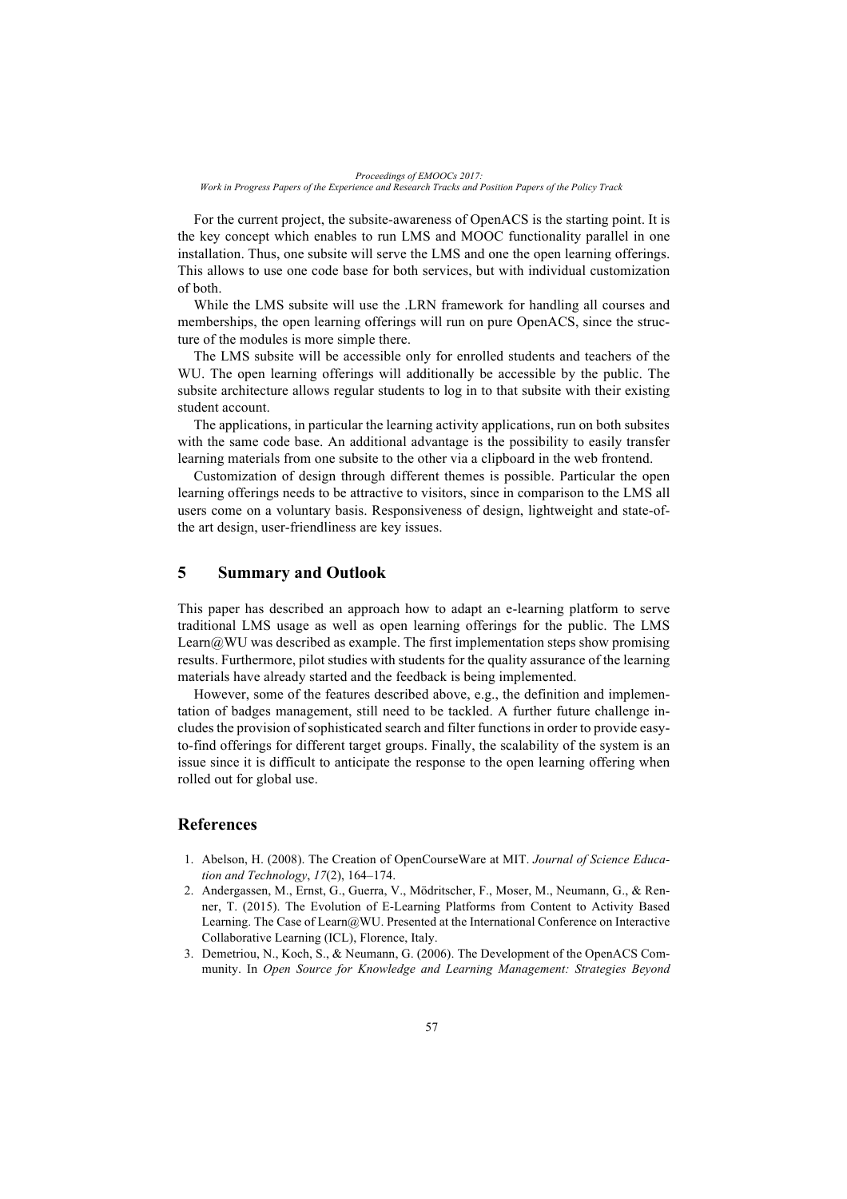For the current project, the subsite-awareness of OpenACS is the starting point. It is the key concept which enables to run LMS and MOOC functionality parallel in one installation. Thus, one subsite will serve the LMS and one the open learning offerings. This allows to use one code base for both services, but with individual customization of both.

While the LMS subsite will use the .LRN framework for handling all courses and memberships, the open learning offerings will run on pure OpenACS, since the structure of the modules is more simple there.

The LMS subsite will be accessible only for enrolled students and teachers of the WU. The open learning offerings will additionally be accessible by the public. The subsite architecture allows regular students to log in to that subsite with their existing student account.

The applications, in particular the learning activity applications, run on both subsites with the same code base. An additional advantage is the possibility to easily transfer learning materials from one subsite to the other via a clipboard in the web frontend.

Customization of design through different themes is possible. Particular the open learning offerings needs to be attractive to visitors, since in comparison to the LMS all users come on a voluntary basis. Responsiveness of design, lightweight and state-of-the art design, user-friendliness are key issues.

## 5 Summary and Outlook

This paper has described an approach how to adapt an e-learning platform to serve traditional LMS usage as well as open learning offerings for the public. The LMS Learn@WU was described as example. The first implementation steps show promising results. Furthermore, pilot studies with students for the quality assurance of the learning materials have already started and the feedback is being implemented.

However, some of the features described above, e.g., the definition and implementation of badges management, still need to be tackled. A further future challenge includes the provision of sophisticated search and filter functions in order to provide easy-to-find offerings for different target groups. Finally, the scalability of the system is an issue since it is difficult to anticipate the response to the open learning offering when rolled out for global use.

## References

1. Abelson, H. (2008). The Creation of OpenCourseWare at MIT. *Journal of Science Education and Technology*, *17*(2), 164–174.
2. Andergassen, M., Ernst, G., Guerra, V., Mödritscher, F., Moser, M., Neumann, G., & Renner, T. (2015). The Evolution of E-Learning Platforms from Content to Activity Based Learning. The Case of Learn@WU. Presented at the International Conference on Interactive Collaborative Learning (ICL), Florence, Italy.
3. Demetriou, N., Koch, S., & Neumann, G. (2006). The Development of the OpenACS Community. In *Open Source for Knowledge and Learning Management: Strategies Beyond*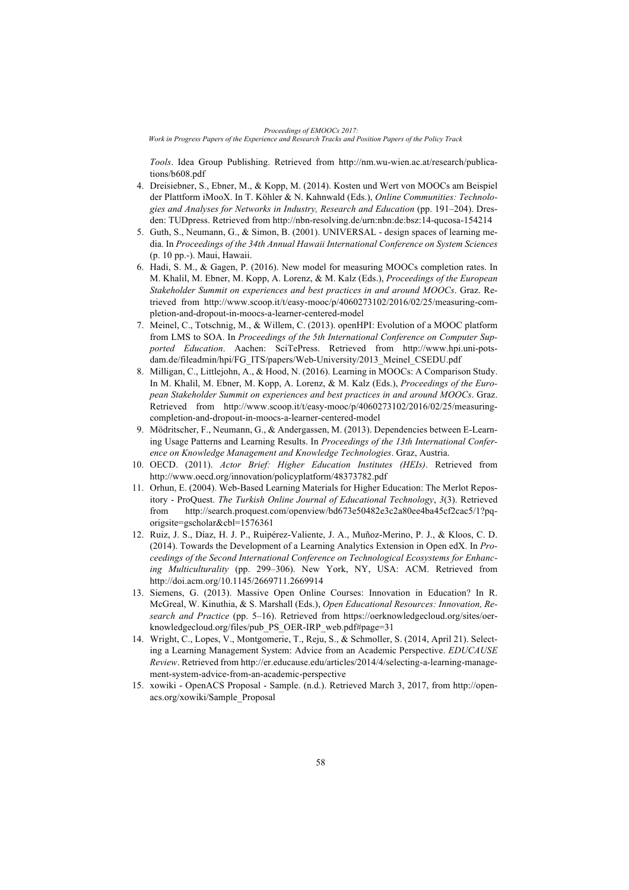*Tools*. Idea Group Publishing. Retrieved from http://nm.wu-wien.ac.at/research/publications/b608.pdf

4. Dreisiebner, S., Ebner, M., & Kopp, M. (2014). Kosten und Wert von MOOCs am Beispiel der Plattform iMooX. In T. Köhler & N. Kahnwald (Eds.), *Online Communities: Technologies and Analyses for Networks in Industry, Research and Education* (pp. 191–204). Dresden: TUDpress. Retrieved from http://nbn-resolving.de/urn:nbn:de:bsz:14-qucosa-154214
5. Guth, S., Neumann, G., & Simon, B. (2001). UNIVERSAL - design spaces of learning media. In *Proceedings of the 34th Annual Hawaii International Conference on System Sciences* (p. 10 pp.-). Maui, Hawaii.
6. Hadi, S. M., & Gagen, P. (2016). New model for measuring MOOCs completion rates. In M. Khalil, M. Ebner, M. Kopp, A. Lorenz, & M. Kalz (Eds.), *Proceedings of the European Stakeholder Summit on experiences and best practices in and around MOOCs*. Graz. Retrieved from http://www.scoop.it/t/easy-mooc/p/4060273102/2016/02/25/measuring-completion-and-dropout-in-moocs-a-learner-centered-model
7. Meinel, C., Totschnig, M., & Willem, C. (2013). openHPI: Evolution of a MOOC platform from LMS to SOA. In *Proceedings of the 5th International Conference on Computer Supported Education*. Aachen: SciTePress. Retrieved from http://www.hpi.uni-potsdam.de/fileadmin/hpi/FG_ITS/papers/Web-University/2013_Meinel_CSEDU.pdf
8. Milligan, C., Littlejohn, A., & Hood, N. (2016). Learning in MOOCs: A Comparison Study. In M. Khalil, M. Ebner, M. Kopp, A. Lorenz, & M. Kalz (Eds.), *Proceedings of the European Stakeholder Summit on experiences and best practices in and around MOOCs*. Graz. Retrieved from http://www.scoop.it/t/easy-mooc/p/4060273102/2016/02/25/measuring-completion-and-dropout-in-moocs-a-learner-centered-model
9. Mödritscher, F., Neumann, G., & Andergassen, M. (2013). Dependencies between E-Learning Usage Patterns and Learning Results. In *Proceedings of the 13th International Conference on Knowledge Management and Knowledge Technologies*. Graz, Austria.
10. OECD. (2011). *Actor Brief: Higher Education Institutes (HEIs)*. Retrieved from http://www.oecd.org/innovation/policyplatform/48373782.pdf
11. Orhun, E. (2004). Web-Based Learning Materials for Higher Education: The Merlot Repository - ProQuest. *The Turkish Online Journal of Educational Technology*, *3*(3). Retrieved from http://search.proquest.com/openview/bd673e50482e3c2a80ee4ba45cf2cac5/1?pq-origsite=gscholar&cbl=1576361
12. Ruiz, J. S., Díaz, H. J. P., Ruipérez-Valiente, J. A., Muñoz-Merino, P. J., & Kloos, C. D. (2014). Towards the Development of a Learning Analytics Extension in Open edX. In *Proceedings of the Second International Conference on Technological Ecosystems for Enhancing Multiculturality* (pp. 299–306). New York, NY, USA: ACM. Retrieved from http://doi.acm.org/10.1145/2669711.2669914
13. Siemens, G. (2013). Massive Open Online Courses: Innovation in Education? In R. McGreal, W. Kinuthia, & S. Marshall (Eds.), *Open Educational Resources: Innovation, Research and Practice* (pp. 5–16). Retrieved from https://oerknowledgecloud.org/sites/oerknowledgecloud.org/files/pub_PS_OER-IRP_web.pdf#page=31
14. Wright, C., Lopes, V., Montgomerie, T., Reju, S., & Schmoller, S. (2014, April 21). Selecting a Learning Management System: Advice from an Academic Perspective. *EDUCAUSE Review*. Retrieved from http://er.educause.edu/articles/2014/4/selecting-a-learning-management-system-advice-from-an-academic-perspective
15. xowiki - OpenACS Proposal - Sample. (n.d.). Retrieved March 3, 2017, from http://openacs.org/xowiki/Sample_Proposal